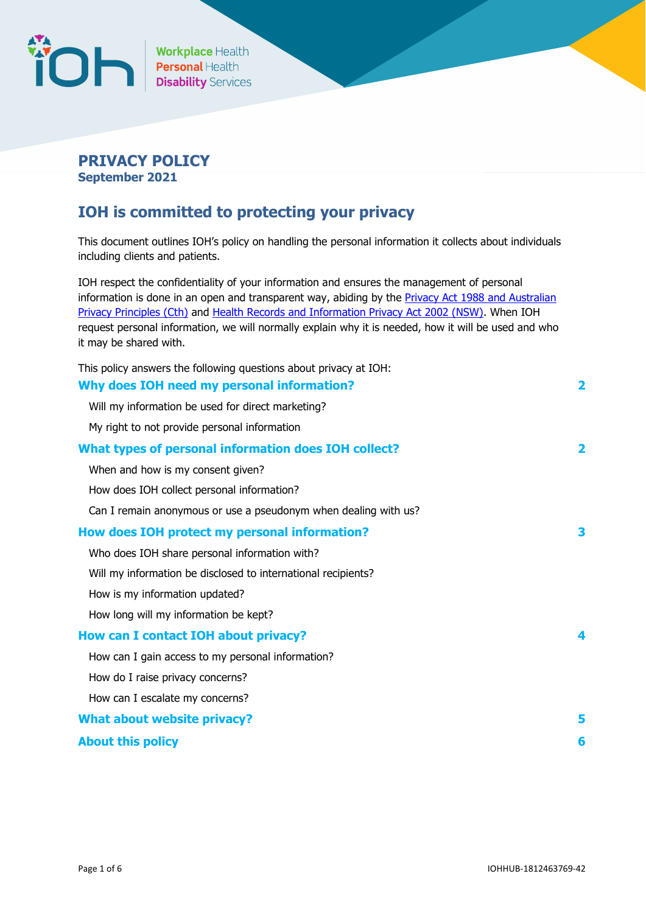# PRIVACY POLICY

**September 2021**

## IOH is committed to protecting your privacy

This document outlines IOH's policy on handling the personal information it collects about individuals including clients and patients.

IOH respect the confidentiality of your information and ensures the management of personal information is done in an open and transparent way, abiding by the [Privacy Act 1988 and Australian Privacy Principles (Cth)]() and [Health Records and Information Privacy Act 2002 (NSW)](). When IOH request personal information, we will normally explain why it is needed, how it will be used and who it may be shared with.

This policy answers the following questions about privacy at IOH:

- **Why does IOH need my personal information?** 2
  - Will my information be used for direct marketing?
  - My right to not provide personal information
- **What types of personal information does IOH collect?** 2
  - When and how is my consent given?
  - How does IOH collect personal information?
  - Can I remain anonymous or use a pseudonym when dealing with us?
- **How does IOH protect my personal information?** 3
  - Who does IOH share personal information with?
  - Will my information be disclosed to international recipients?
  - How is my information updated?
  - How long will my information be kept?
- **How can I contact IOH about privacy?** 4
  - How can I gain access to my personal information?
  - How do I raise privacy concerns?
  - How can I escalate my concerns?
- **What about website privacy?** 5
- **About this policy** 6

IOHHUB-1812463769-42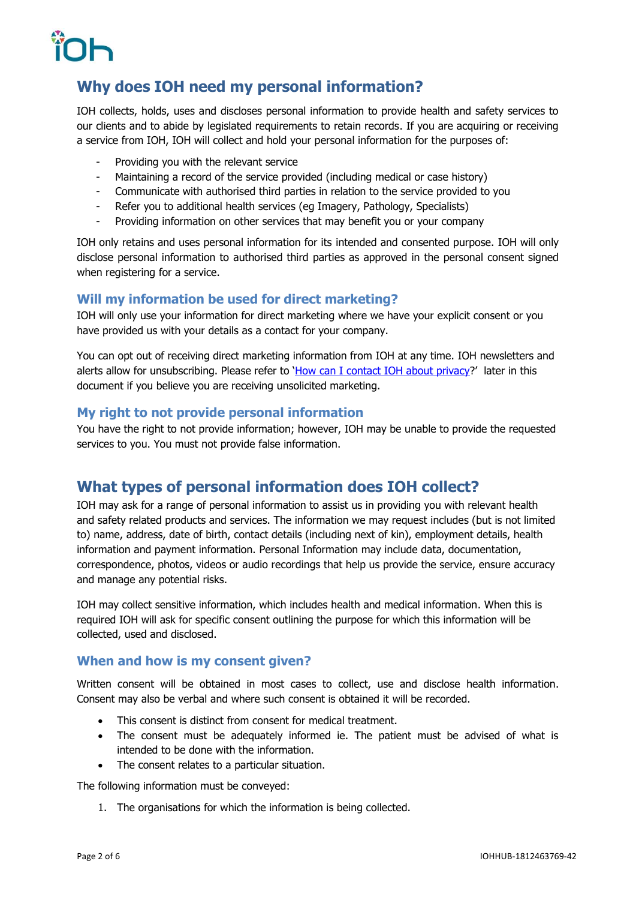## Why does IOH need my personal information?

IOH collects, holds, uses and discloses personal information to provide health and safety services to our clients and to abide by legislated requirements to retain records. If you are acquiring or receiving a service from IOH, IOH will collect and hold your personal information for the purposes of:

- Providing you with the relevant service
- Maintaining a record of the service provided (including medical or case history)
- Communicate with authorised third parties in relation to the service provided to you
- Refer you to additional health services (eg Imagery, Pathology, Specialists)
- Providing information on other services that may benefit you or your company

IOH only retains and uses personal information for its intended and consented purpose. IOH will only disclose personal information to authorised third parties as approved in the personal consent signed when registering for a service.

### Will my information be used for direct marketing?

IOH will only use your information for direct marketing where we have your explicit consent or you have provided us with your details as a contact for your company.

You can opt out of receiving direct marketing information from IOH at any time. IOH newsletters and alerts allow for unsubscribing. Please refer to 'How can I contact IOH about privacy?' later in this document if you believe you are receiving unsolicited marketing.

### My right to not provide personal information

You have the right to not provide information; however, IOH may be unable to provide the requested services to you. You must not provide false information.

## What types of personal information does IOH collect?

IOH may ask for a range of personal information to assist us in providing you with relevant health and safety related products and services. The information we may request includes (but is not limited to) name, address, date of birth, contact details (including next of kin), employment details, health information and payment information. Personal Information may include data, documentation, correspondence, photos, videos or audio recordings that help us provide the service, ensure accuracy and manage any potential risks.

IOH may collect sensitive information, which includes health and medical information. When this is required IOH will ask for specific consent outlining the purpose for which this information will be collected, used and disclosed.

### When and how is my consent given?

Written consent will be obtained in most cases to collect, use and disclose health information. Consent may also be verbal and where such consent is obtained it will be recorded.

- This consent is distinct from consent for medical treatment.
- The consent must be adequately informed ie. The patient must be advised of what is intended to be done with the information.
- The consent relates to a particular situation.

The following information must be conveyed:

1. The organisations for which the information is being collected.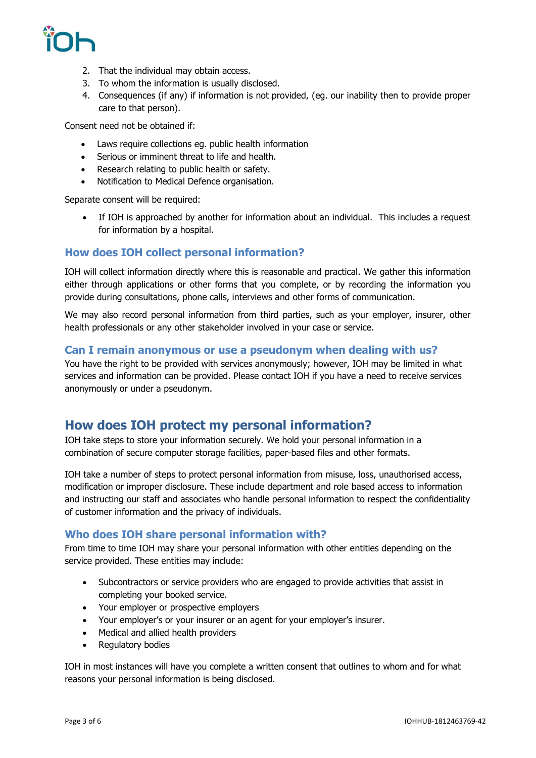2. That the individual may obtain access.
3. To whom the information is usually disclosed.
4. Consequences (if any) if information is not provided, (eg. our inability then to provide proper care to that person).

Consent need not be obtained if:

- Laws require collections eg. public health information
- Serious or imminent threat to life and health.
- Research relating to public health or safety.
- Notification to Medical Defence organisation.

Separate consent will be required:

- If IOH is approached by another for information about an individual. This includes a request for information by a hospital.

### How does IOH collect personal information?

IOH will collect information directly where this is reasonable and practical. We gather this information either through applications or other forms that you complete, or by recording the information you provide during consultations, phone calls, interviews and other forms of communication.

We may also record personal information from third parties, such as your employer, insurer, other health professionals or any other stakeholder involved in your case or service.

### Can I remain anonymous or use a pseudonym when dealing with us?

You have the right to be provided with services anonymously; however, IOH may be limited in what services and information can be provided. Please contact IOH if you have a need to receive services anonymously or under a pseudonym.

## How does IOH protect my personal information?

IOH take steps to store your information securely. We hold your personal information in a combination of secure computer storage facilities, paper-based files and other formats.

IOH take a number of steps to protect personal information from misuse, loss, unauthorised access, modification or improper disclosure. These include department and role based access to information and instructing our staff and associates who handle personal information to respect the confidentiality of customer information and the privacy of individuals.

### Who does IOH share personal information with?

From time to time IOH may share your personal information with other entities depending on the service provided. These entities may include:

- Subcontractors or service providers who are engaged to provide activities that assist in completing your booked service.
- Your employer or prospective employers
- Your employer's or your insurer or an agent for your employer's insurer.
- Medical and allied health providers
- Regulatory bodies

IOH in most instances will have you complete a written consent that outlines to whom and for what reasons your personal information is being disclosed.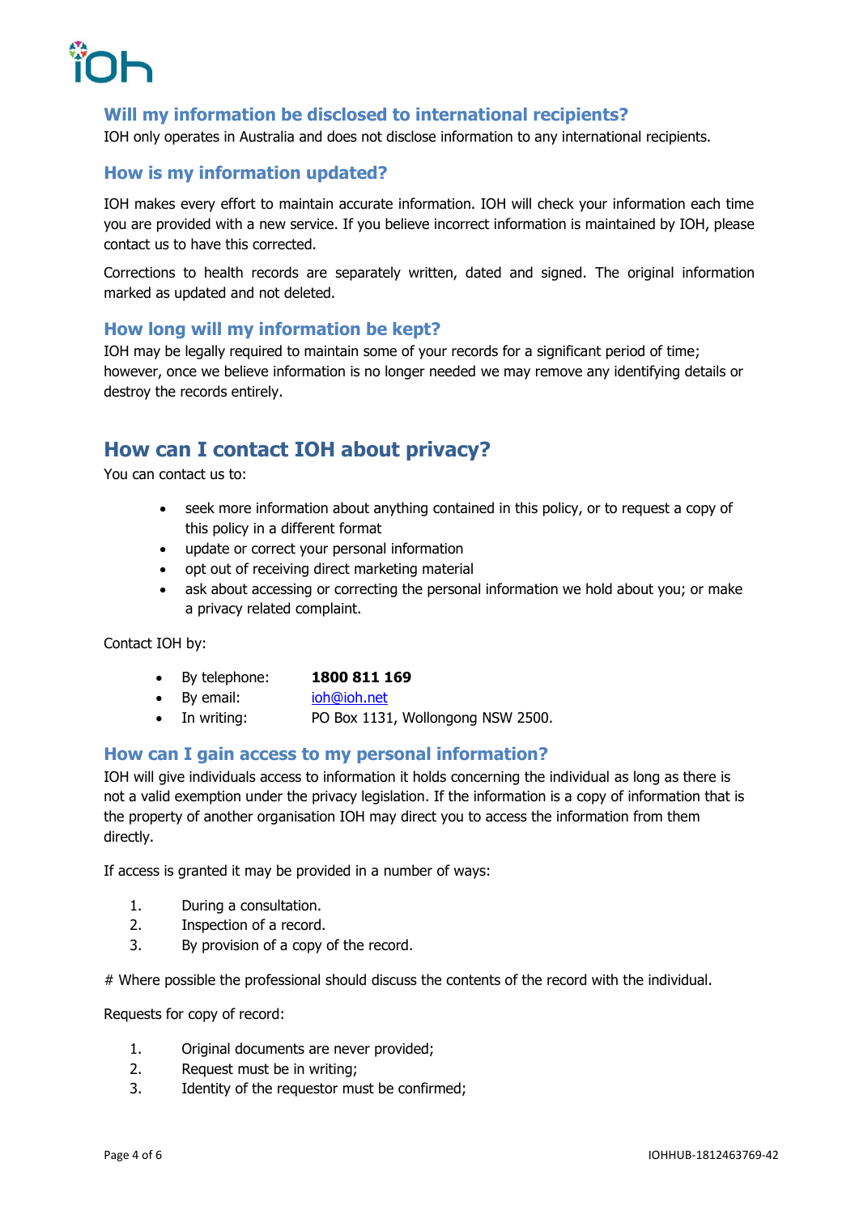### Will my information be disclosed to international recipients?

IOH only operates in Australia and does not disclose information to any international recipients.

### How is my information updated?

IOH makes every effort to maintain accurate information. IOH will check your information each time you are provided with a new service. If you believe incorrect information is maintained by IOH, please contact us to have this corrected.

Corrections to health records are separately written, dated and signed. The original information marked as updated and not deleted.

### How long will my information be kept?

IOH may be legally required to maintain some of your records for a significant period of time; however, once we believe information is no longer needed we may remove any identifying details or destroy the records entirely.

## How can I contact IOH about privacy?

You can contact us to:

- seek more information about anything contained in this policy, or to request a copy of this policy in a different format
- update or correct your personal information
- opt out of receiving direct marketing material
- ask about accessing or correcting the personal information we hold about you; or make a privacy related complaint.

Contact IOH by:

- By telephone: **1800 811 169**
- By email: ioh@ioh.net
- In writing: PO Box 1131, Wollongong NSW 2500.

### How can I gain access to my personal information?

IOH will give individuals access to information it holds concerning the individual as long as there is not a valid exemption under the privacy legislation. If the information is a copy of information that is the property of another organisation IOH may direct you to access the information from them directly.

If access is granted it may be provided in a number of ways:

1. During a consultation.
2. Inspection of a record.
3. By provision of a copy of the record.

# Where possible the professional should discuss the contents of the record with the individual.

Requests for copy of record:

1. Original documents are never provided;
2. Request must be in writing;
3. Identity of the requestor must be confirmed;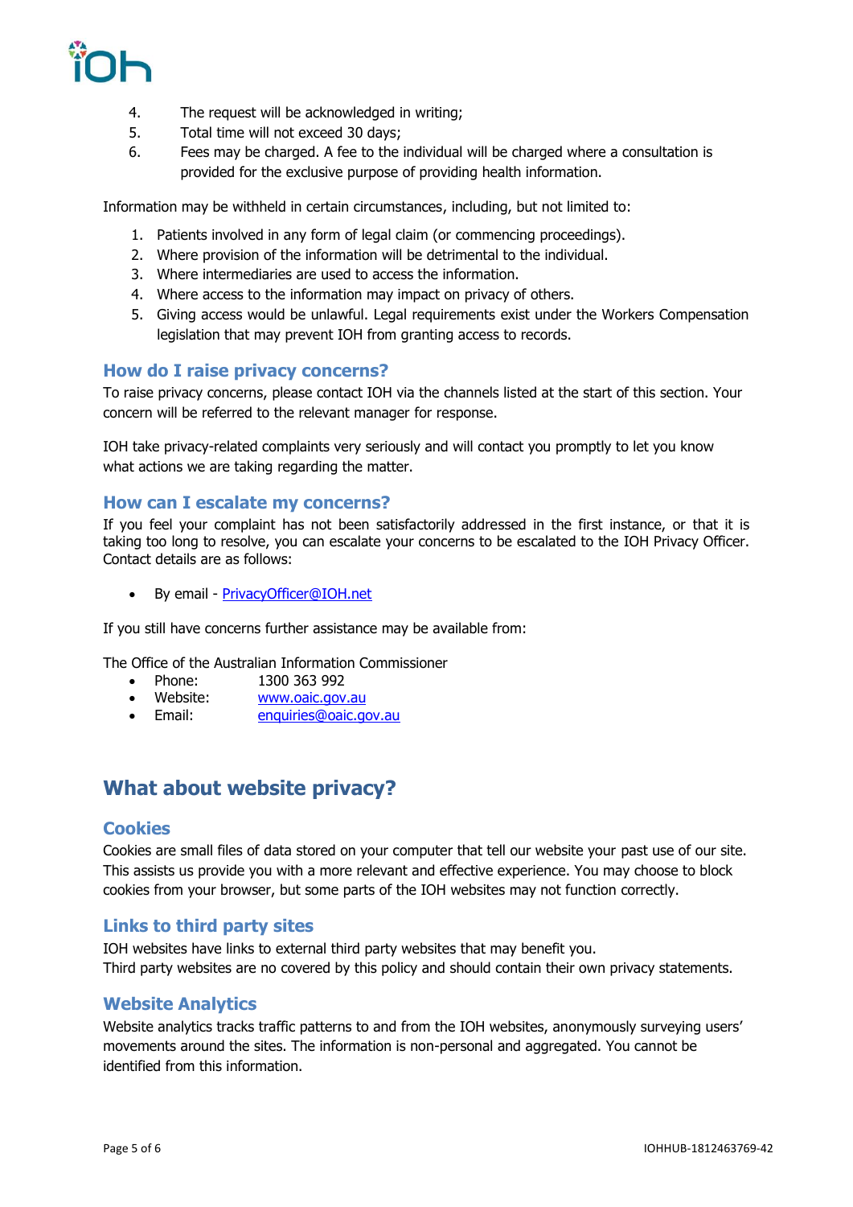4. The request will be acknowledged in writing;
5. Total time will not exceed 30 days;
6. Fees may be charged. A fee to the individual will be charged where a consultation is provided for the exclusive purpose of providing health information.

Information may be withheld in certain circumstances, including, but not limited to:

1. Patients involved in any form of legal claim (or commencing proceedings).
2. Where provision of the information will be detrimental to the individual.
3. Where intermediaries are used to access the information.
4. Where access to the information may impact on privacy of others.
5. Giving access would be unlawful. Legal requirements exist under the Workers Compensation legislation that may prevent IOH from granting access to records.

### How do I raise privacy concerns?

To raise privacy concerns, please contact IOH via the channels listed at the start of this section. Your concern will be referred to the relevant manager for response.

IOH take privacy-related complaints very seriously and will contact you promptly to let you know what actions we are taking regarding the matter.

### How can I escalate my concerns?

If you feel your complaint has not been satisfactorily addressed in the first instance, or that it is taking too long to resolve, you can escalate your concerns to be escalated to the IOH Privacy Officer. Contact details are as follows:

- By email - PrivacyOfficer@IOH.net

If you still have concerns further assistance may be available from:

The Office of the Australian Information Commissioner

- Phone: 1300 363 992
- Website: www.oaic.gov.au
- Email: enquiries@oaic.gov.au

## What about website privacy?

### Cookies

Cookies are small files of data stored on your computer that tell our website your past use of our site. This assists us provide you with a more relevant and effective experience. You may choose to block cookies from your browser, but some parts of the IOH websites may not function correctly.

### Links to third party sites

IOH websites have links to external third party websites that may benefit you.
Third party websites are no covered by this policy and should contain their own privacy statements.

### Website Analytics

Website analytics tracks traffic patterns to and from the IOH websites, anonymously surveying users' movements around the sites. The information is non-personal and aggregated. You cannot be identified from this information.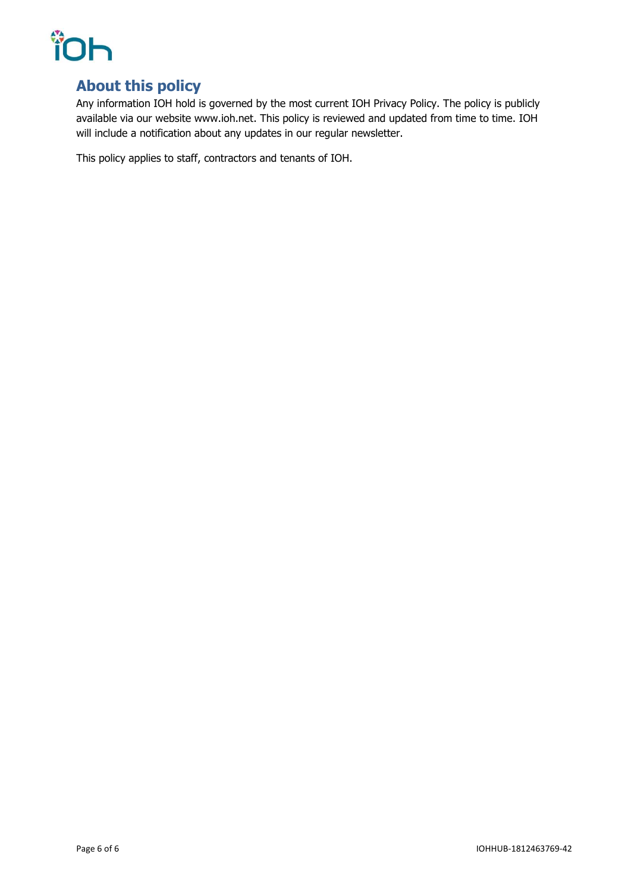## About this policy

Any information IOH hold is governed by the most current IOH Privacy Policy. The policy is publicly available via our website www.ioh.net. This policy is reviewed and updated from time to time. IOH will include a notification about any updates in our regular newsletter.

This policy applies to staff, contractors and tenants of IOH.